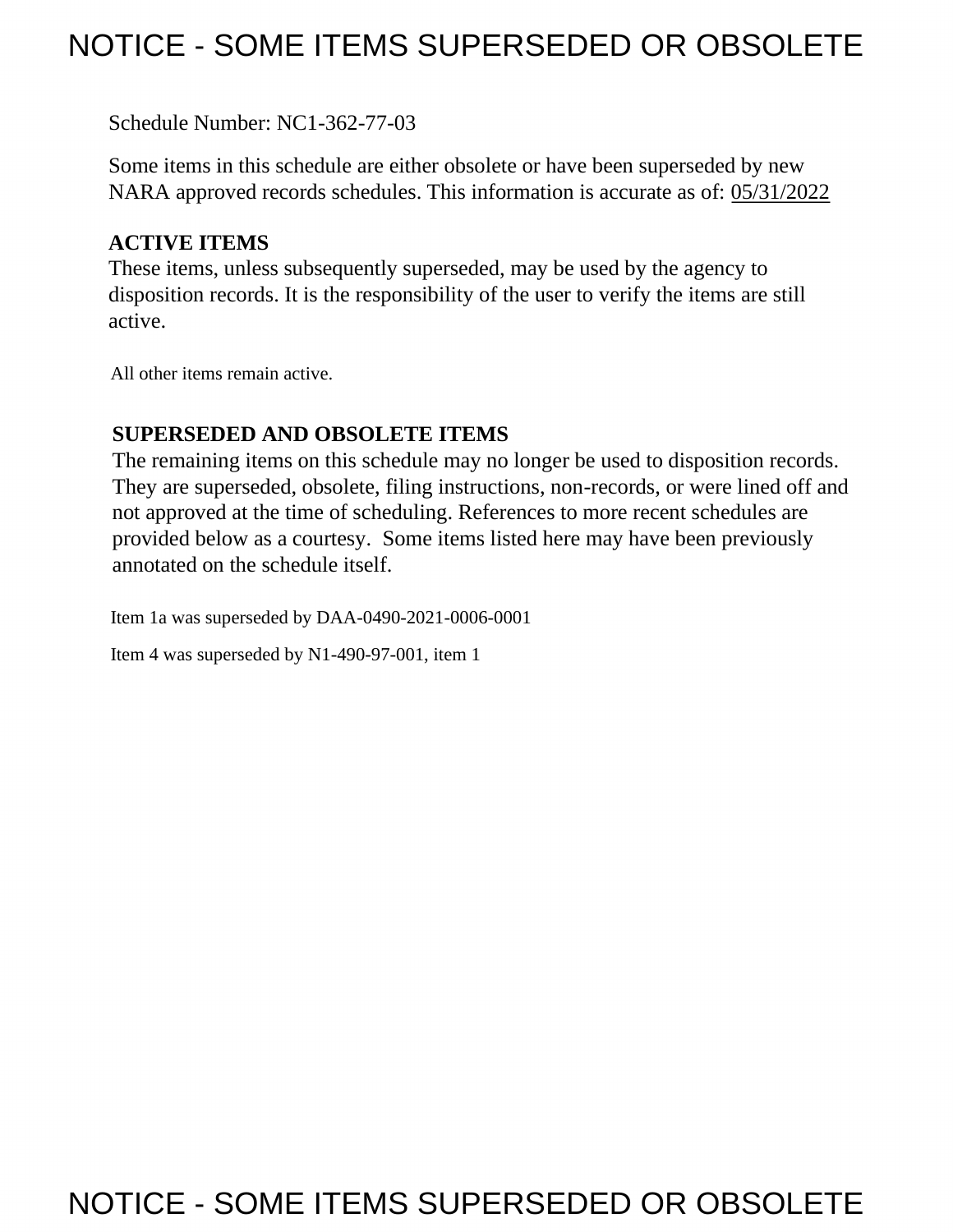# NOTICE - SOME ITEMS SUPERSEDED OR OBSOLETE

Schedule Number: NC1-362-77-03

Some items in this schedule are either obsolete or have been superseded by new NARA approved records schedules. This information is accurate as of: 05/31/2022

**ACTIVE ITEMS**

These items, unless subsequently superseded, may be used by the agency to disposition records. It is the responsibility of the user to verify the items are still active.

All other items remain active.

**SUPERSEDED AND OBSOLETE ITEMS**

The remaining items on this schedule may no longer be used to disposition records. They are superseded, obsolete, filing instructions, non-records, or were lined off and not approved at the time of scheduling. References to more recent schedules are provided below as a courtesy. Some items listed here may have been previously annotated on the schedule itself.

Item 1a was superseded by DAA-0490-2021-0006-0001

Item 4 was superseded by N1-490-97-001, item 1

NOTICE - SOME ITEMS SUPERSEDED OR OBSOLETE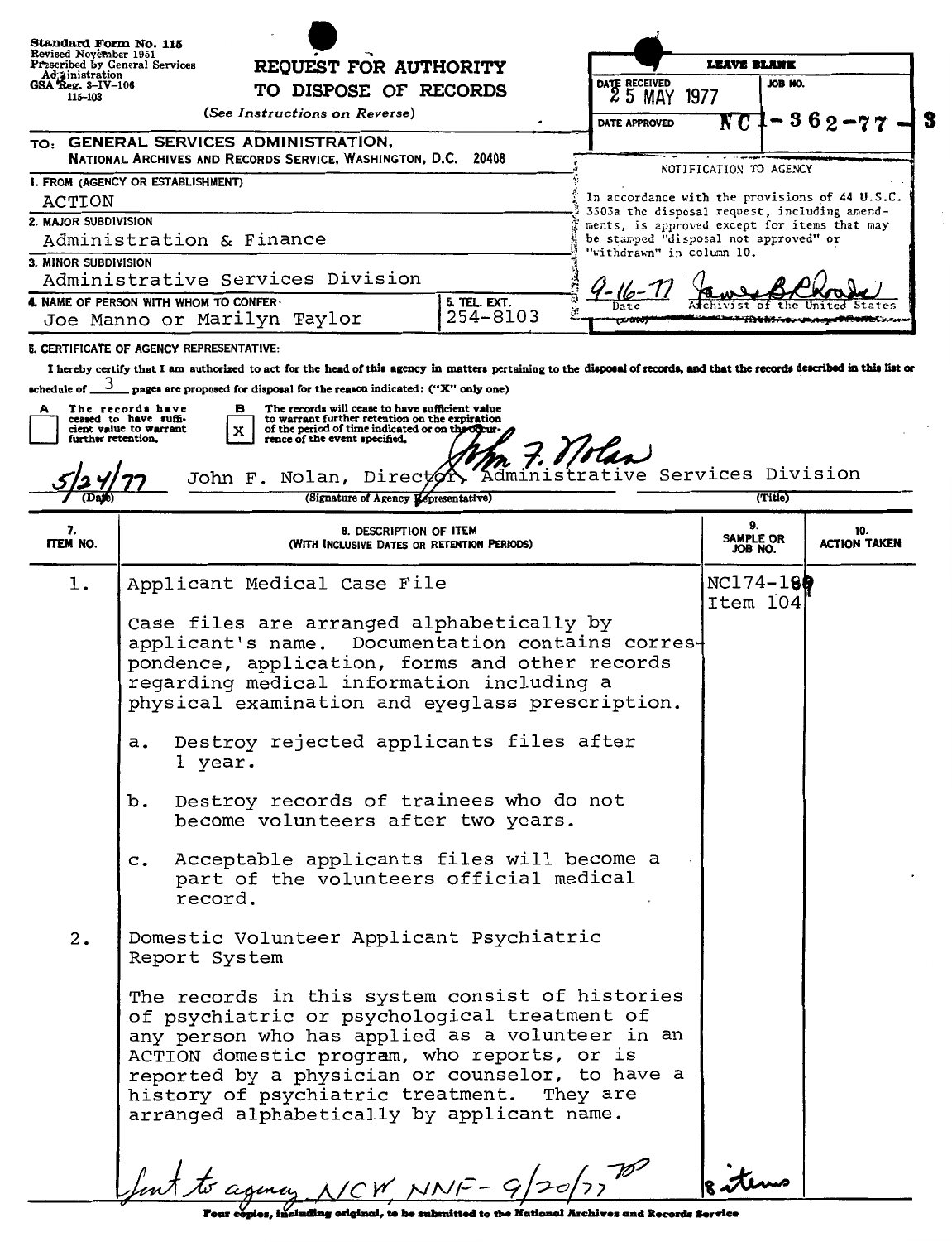Standard Form No. 115
Revised November 1951
Prescribed by General Services Administration
GSA Reg. 3–IV–106
115–103

# REQUEST FOR AUTHORITY TO DISPOSE OF RECORDS

*(See Instructions on Reverse)*

| LEAVE BLANK | |
|---|---|
| DATE RECEIVED 25 MAY 1977 | JOB NO. |
| DATE APPROVED | NC1-362-77-8 |

NOTIFICATION TO AGENCY

In accordance with the provisions of 44 U.S.C. 3303a the disposal request, including amendments, is approved except for items that may be stamped "disposal not approved" or "withdrawn" in column 10.

9-16-77 — James B. Rhoads
Date — Archivist of the United States

TO: **GENERAL SERVICES ADMINISTRATION, NATIONAL ARCHIVES AND RECORDS SERVICE, WASHINGTON, D.C. 20408**

1. FROM (AGENCY OR ESTABLISHMENT)
ACTION

2. MAJOR SUBDIVISION
Administration & Finance

3. MINOR SUBDIVISION
Administrative Services Division

4. NAME OF PERSON WITH WHOM TO CONFER
Joe Manno or Marilyn Taylor

5. TEL. EXT.
254-8103

6. CERTIFICATE OF AGENCY REPRESENTATIVE:

I hereby certify that I am authorized to act for the head of this agency in matters pertaining to the disposal of records, and that the records described in this list or schedule of 3 pages are proposed for disposal for the reason indicated: ("X" only one)

A [ ] The records have ceased to have sufficient value to warrant further retention.

B [X] The records will cease to have sufficient value to warrant further retention on the expiration of the period of time indicated or on the occurrence of the event specified.

5/24/77 — John F. Nolan — John F. Nolan, Director, Administrative Services Division
(Date) — (Signature of Agency Representative) — (Title)

| 7. ITEM NO. | 8. DESCRIPTION OF ITEM (WITH INCLUSIVE DATES OR RETENTION PERIODS) | 9. SAMPLE OR JOB NO. | 10. ACTION TAKEN |
|---|---|---|---|
| 1. | Applicant Medical Case File<br><br>Case files are arranged alphabetically by applicant's name. Documentation contains correspondence, application, forms and other records regarding medical information including a physical examination and eyeglass prescription.<br><br>a. Destroy rejected applicants files after 1 year.<br><br>b. Destroy records of trainees who do not become volunteers after two years.<br><br>c. Acceptable applicants files will become a part of the volunteers official medical record. | NC174-189 Item 104 | |
| 2. | Domestic Volunteer Applicant Psychiatric Report System<br><br>The records in this system consist of histories of psychiatric or psychological treatment of any person who has applied as a volunteer in an ACTION domestic program, who reports, or is reported by a physician or counselor, to have a history of psychiatric treatment. They are arranged alphabetically by applicant name. | | |

Sent to agency NCW, NNF - 9/20/77 — 8 items

Four copies, including original, to be submitted to the National Archives and Records Service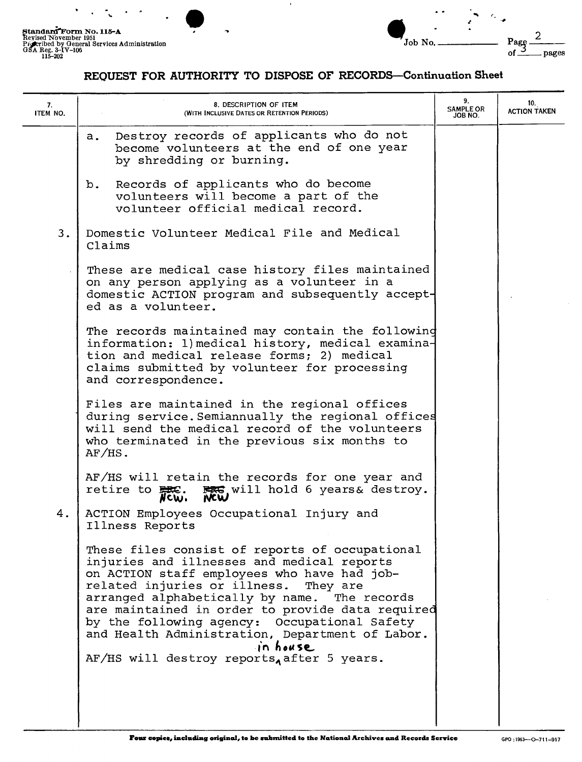Standard Form No. 115-A
Revised November 1951
Prescribed by General Services Administration
GSA Reg. 3-IV-106
115-202

Job No. ______ Page 2 of 3 pages

## REQUEST FOR AUTHORITY TO DISPOSE OF RECORDS—Continuation Sheet

| 7. ITEM NO. | 8. DESCRIPTION OF ITEM (WITH INCLUSIVE DATES OR RETENTION PERIODS) | 9. SAMPLE OR JOB NO. | 10. ACTION TAKEN |
|---|---|---|---|
| | a. Destroy records of applicants who do not become volunteers at the end of one year by shredding or burning. | | |
| | b. Records of applicants who do become volunteers will become a part of the volunteer official medical record. | | |
| 3. | Domestic Volunteer Medical File and Medical Claims | | |
| | These are medical case history files maintained on any person applying as a volunteer in a domestic ACTION program and subsequently accepted as a volunteer. | | |
| | The records maintained may contain the following information: 1) medical history, medical examination and medical release forms; 2) medical claims submitted by volunteer for processing and correspondence. | | |
| | Files are maintained in the regional offices during service. Semiannually the regional offices will send the medical record of the volunteers who terminated in the previous six months to AF/HS. | | |
| | AF/HS will retain the records for one year and retire to ~~FRC~~ NCW. ~~FRC~~ NCW will hold 6 years & destroy. | | |
| 4. | ACTION Employees Occupational Injury and Illness Reports | | |
| | These files consist of reports of occupational injuries and illnesses and medical reports on ACTION staff employees who have had job-related injuries or illness. They are arranged alphabetically by name. The records are maintained in order to provide data required by the following agency: Occupational Safety and Health Administration, Department of Labor. | | |
| | AF/HS will destroy reports in house after 5 years. | | |

Four copies, including original, to be submitted to the National Archives and Records Service

GPO : 1963—O-711-917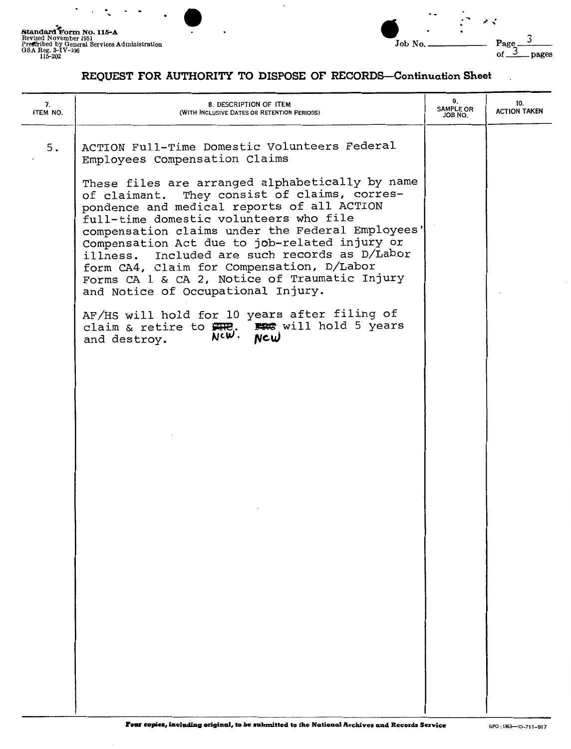Standard Form No. 115-A
Revised November 1951
Prescribed by General Services Administration
GSA Reg. 3-IV-106
115-202

Job No. ________ Page 3 of 3 pages

## REQUEST FOR AUTHORITY TO DISPOSE OF RECORDS—Continuation Sheet

| 7. ITEM NO. | 8. DESCRIPTION OF ITEM (WITH INCLUSIVE DATES OR RETENTION PERIODS) | 9. SAMPLE OR JOB NO. | 10. ACTION TAKEN |
|---|---|---|---|
| 5. | ACTION Full-Time Domestic Volunteers Federal Employees Compensation Claims<br><br>These files are arranged alphabetically by name of claimant. They consist of claims, correspondence and medical reports of all ACTION full-time domestic volunteers who file compensation claims under the Federal Employees' Compensation Act due to job-related injury or illness. Included are such records as D/Labor form CA4, Claim for Compensation, D/Labor Forms CA 1 & CA 2, Notice of Traumatic Injury and Notice of Occupational Injury.<br><br>AF/HS will hold for 10 years after filing of claim & retire to ~~FRC~~ NCW. ~~FRC~~ NCW will hold 5 years and destroy. | | |

Four copies, including original, to be submitted to the National Archives and Records Service

GPO : 1963—O-711-917